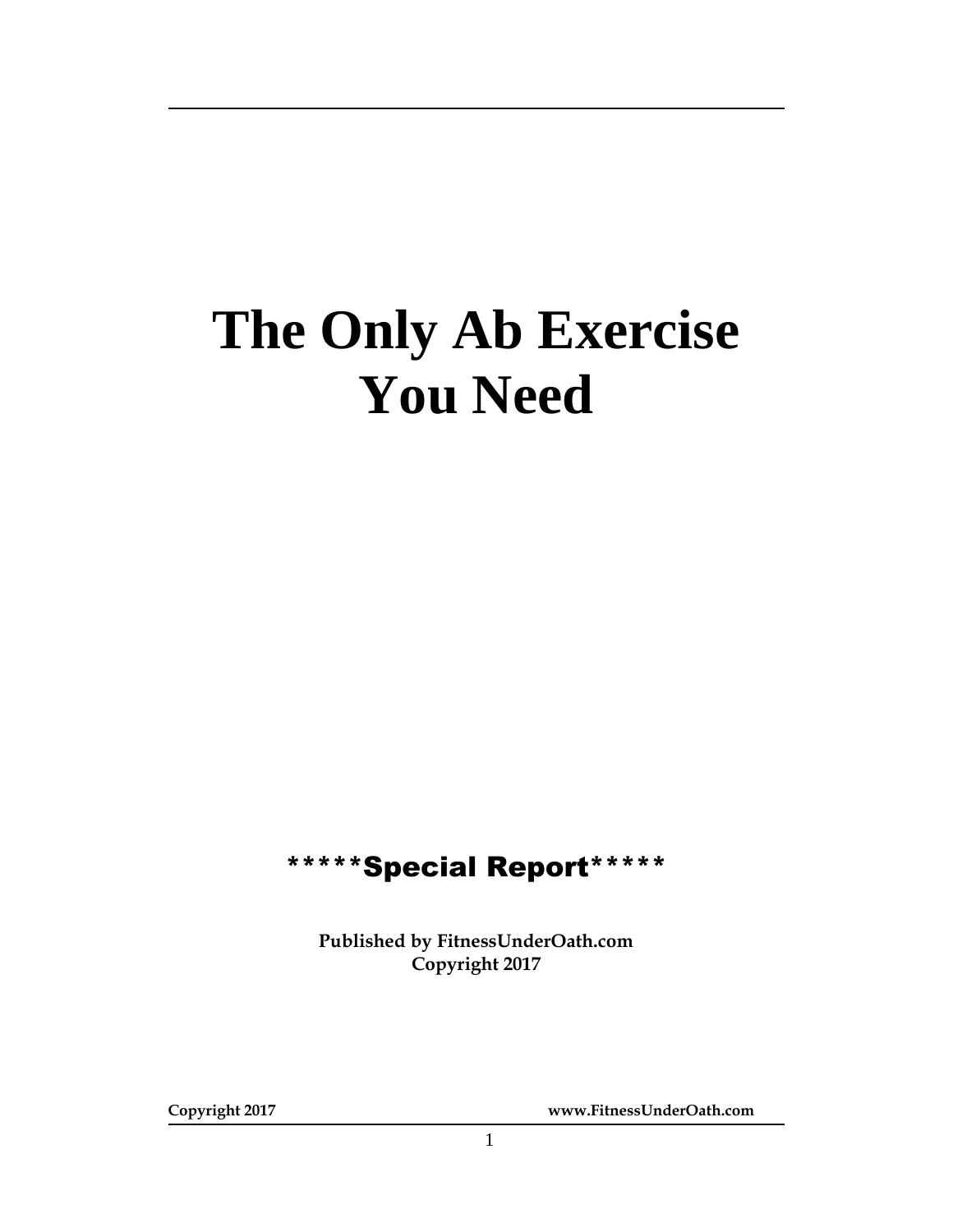# The Only Ab Exercise You Need

*****Special Report*****

**Published by FitnessUnderOath.com**
**Copyright 2017**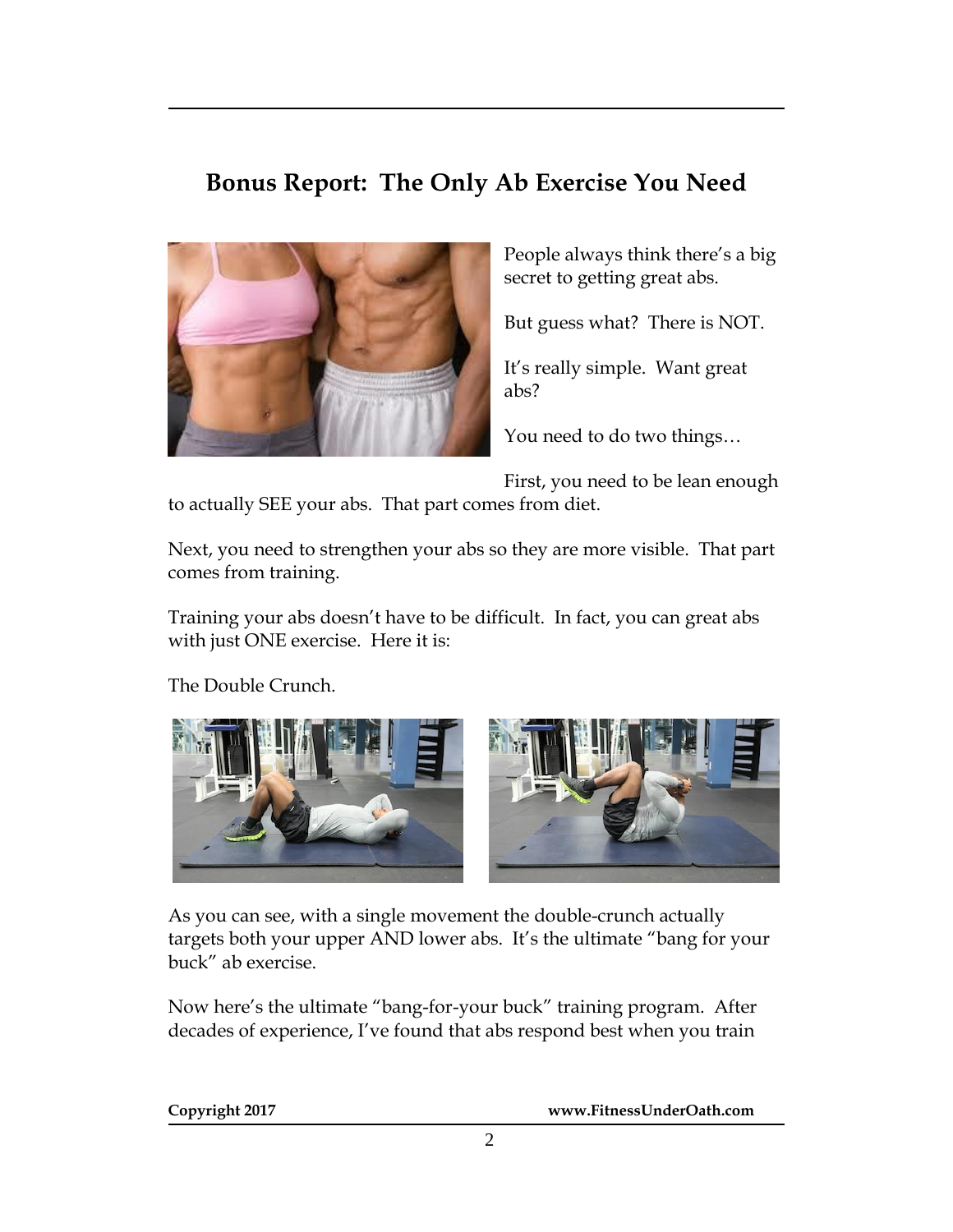## Bonus Report: The Only Ab Exercise You Need

People always think there's a big secret to getting great abs.

But guess what? There is NOT.

It's really simple. Want great abs?

You need to do two things…

First, you need to be lean enough to actually SEE your abs. That part comes from diet.

Next, you need to strengthen your abs so they are more visible. That part comes from training.

Training your abs doesn't have to be difficult. In fact, you can great abs with just ONE exercise. Here it is:

The Double Crunch.

As you can see, with a single movement the double-crunch actually targets both your upper AND lower abs. It's the ultimate "bang for your buck" ab exercise.

Now here's the ultimate "bang-for-your buck" training program. After decades of experience, I've found that abs respond best when you train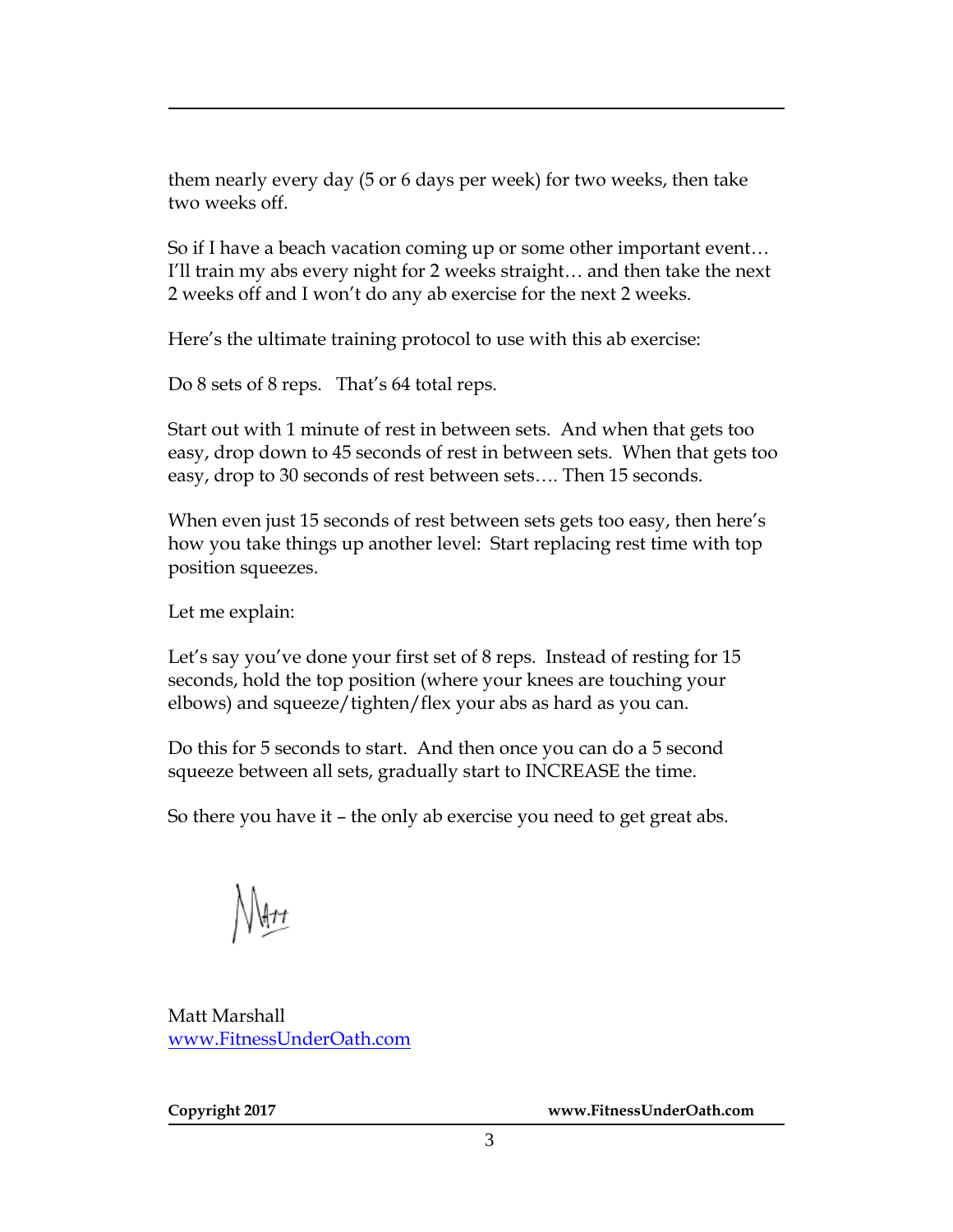them nearly every day (5 or 6 days per week) for two weeks, then take two weeks off.

So if I have a beach vacation coming up or some other important event… I'll train my abs every night for 2 weeks straight… and then take the next 2 weeks off and I won't do any ab exercise for the next 2 weeks.

Here's the ultimate training protocol to use with this ab exercise:

Do 8 sets of 8 reps. That's 64 total reps.

Start out with 1 minute of rest in between sets. And when that gets too easy, drop down to 45 seconds of rest in between sets. When that gets too easy, drop to 30 seconds of rest between sets…. Then 15 seconds.

When even just 15 seconds of rest between sets gets too easy, then here's how you take things up another level: Start replacing rest time with top position squeezes.

Let me explain:

Let's say you've done your first set of 8 reps. Instead of resting for 15 seconds, hold the top position (where your knees are touching your elbows) and squeeze/tighten/flex your abs as hard as you can.

Do this for 5 seconds to start. And then once you can do a 5 second squeeze between all sets, gradually start to INCREASE the time.

So there you have it – the only ab exercise you need to get great abs.

Matt

Matt Marshall
[www.FitnessUnderOath.com](http://www.FitnessUnderOath.com)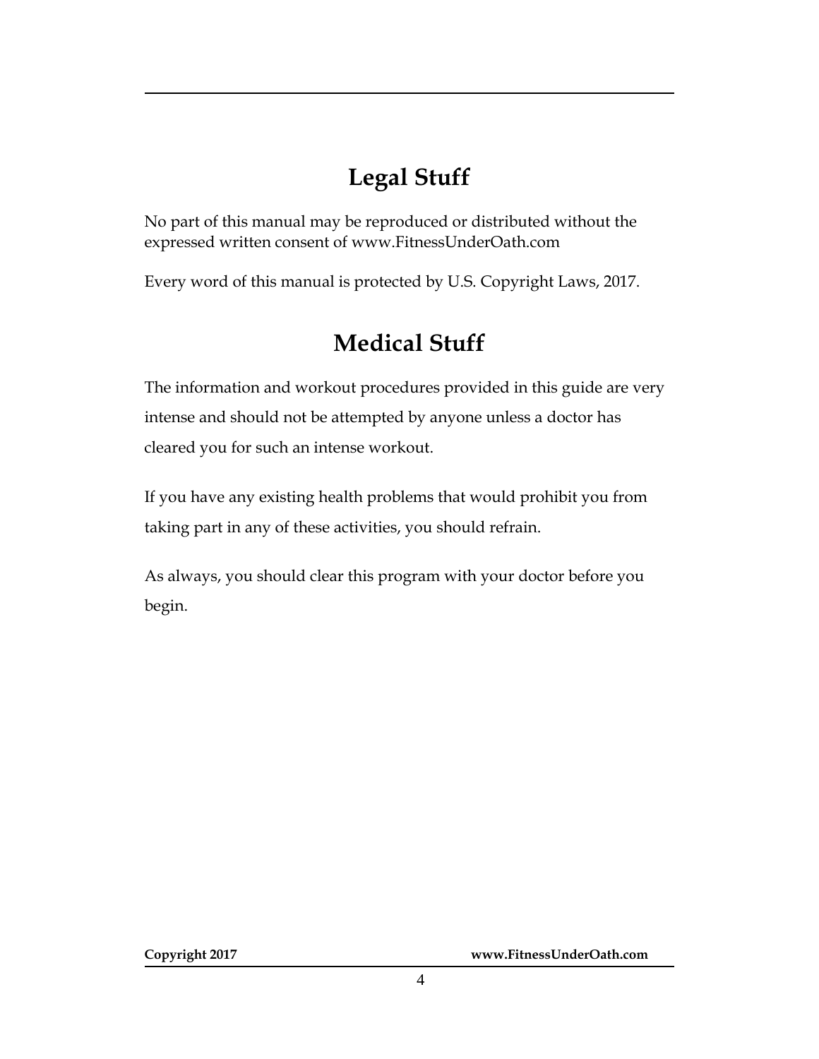## Legal Stuff

No part of this manual may be reproduced or distributed without the expressed written consent of www.FitnessUnderOath.com

Every word of this manual is protected by U.S. Copyright Laws, 2017.

## Medical Stuff

The information and workout procedures provided in this guide are very intense and should not be attempted by anyone unless a doctor has cleared you for such an intense workout.

If you have any existing health problems that would prohibit you from taking part in any of these activities, you should refrain.

As always, you should clear this program with your doctor before you begin.